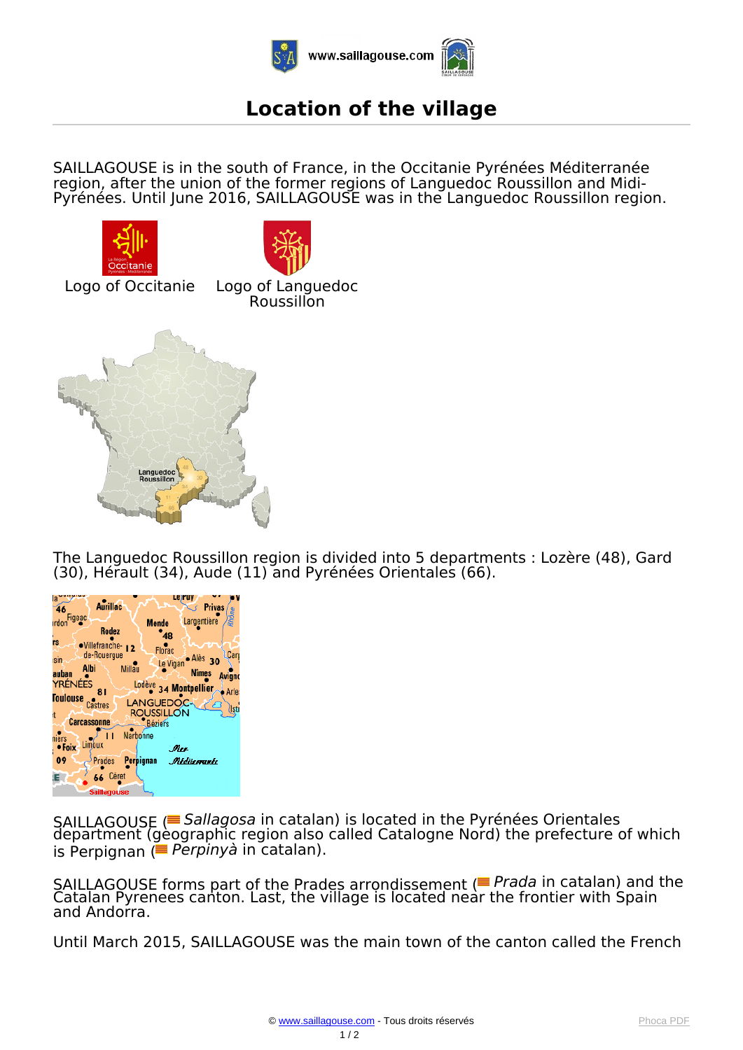# Location of the village

SAILLAGOUSE is in the south of France, in the Occitanie Pyrénées Méditerranée region, after the union of the former regions of Languedoc Roussillon and Midi-Pyrénées. Until June 2016, SAILLAGOUSE was in the Languedoc Roussillon region.

Logo of Occitanie

Logo of Languedoc Roussillon

The Languedoc Roussillon region is divided into 5 departments : Lozère (48), Gard (30), Hérault (34), Aude (11) and Pyrénées Orientales (66).

SAILLAGOUSE (*Sallagosa* in catalan) is located in the Pyrénées Orientales department (geographic region also called Catalogne Nord) the prefecture of which is Perpignan (*Perpinyà* in catalan).

SAILLAGOUSE forms part of the Prades arrondissement (*Prada* in catalan) and the Catalan Pyrenees canton. Last, the village is located near the frontier with Spain and Andorra.

Until March 2015, SAILLAGOUSE was the main town of the canton called the French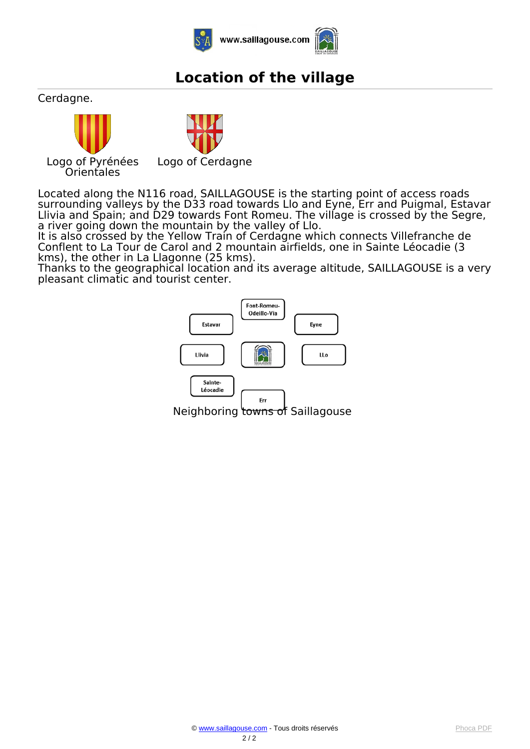# Location of the village

Cerdagne.

Logo of Pyrénées Orientales

Logo of Cerdagne

Located along the N116 road, SAILLAGOUSE is the starting point of access roads surrounding valleys by the D33 road towards Llo and Eyne, Err and Puigmal, Estavar Llivia and Spain; and D29 towards Font Romeu. The village is crossed by the Segre, a river going down the mountain by the valley of Llo.
It is also crossed by the Yellow Train of Cerdagne which connects Villefranche de Conflent to La Tour de Carol and 2 mountain airfields, one in Sainte Léocadie (3 kms), the other in La Llagonne (25 kms).
Thanks to the geographical location and its average altitude, SAILLAGOUSE is a very pleasant climatic and tourist center.

Font-Romeu-Odeillo-Via

Estavar

Eyne

Llivia

LLo

Sainte-Léocadie

Err

Neighboring towns of Saillagouse